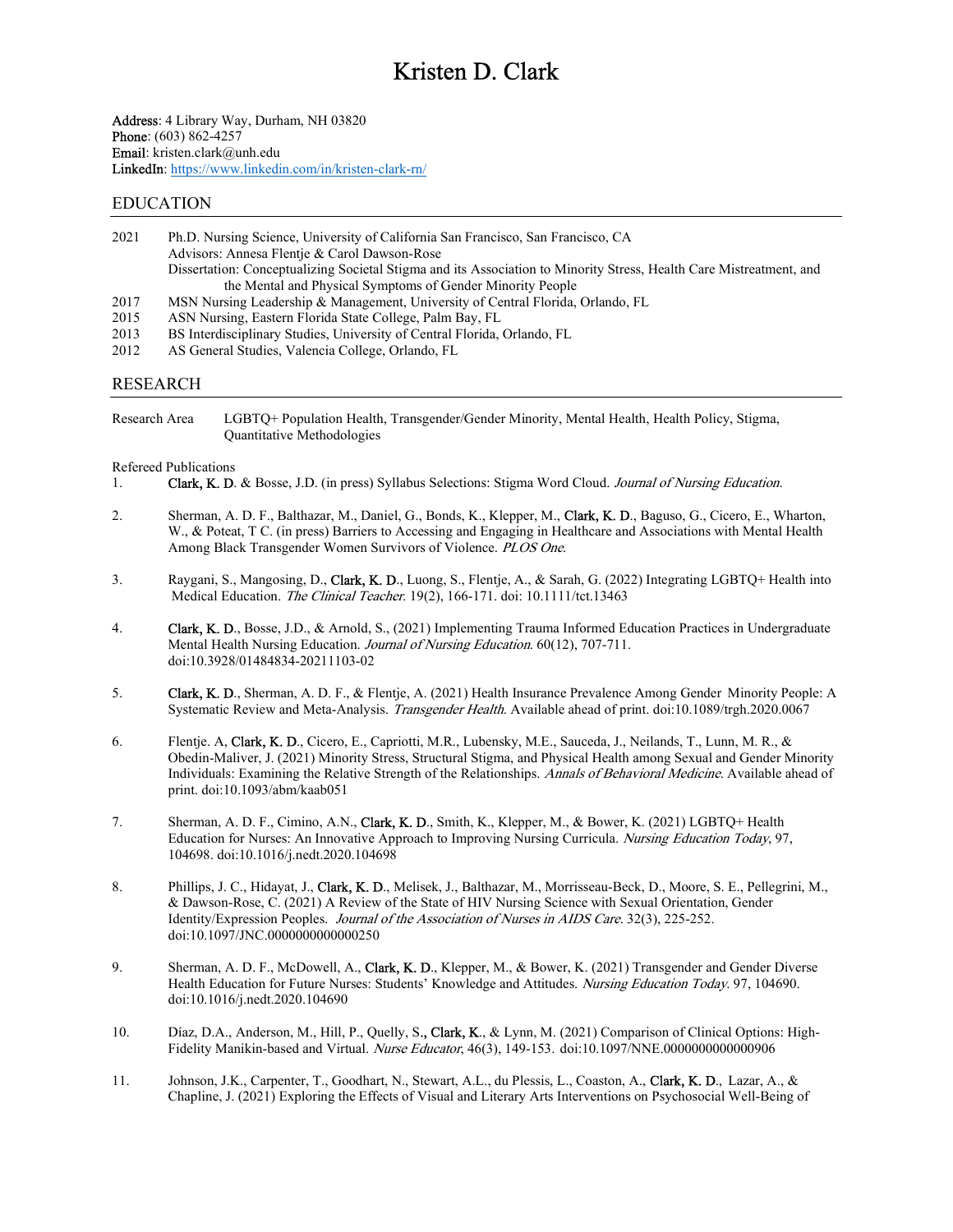# Kristen D. Clark

Address: 4 Library Way, Durham, NH 03820
Phone: (603) 862-4257
Email: kristen.clark@unh.edu
LinkedIn: https://www.linkedin.com/in/kristen-clark-rn/

## EDUCATION

2021 Ph.D. Nursing Science, University of California San Francisco, San Francisco, CA
Advisors: Annesa Flentje & Carol Dawson-Rose
Dissertation: Conceptualizing Societal Stigma and its Association to Minority Stress, Health Care Mistreatment, and the Mental and Physical Symptoms of Gender Minority People

2017 MSN Nursing Leadership & Management, University of Central Florida, Orlando, FL

2015 ASN Nursing, Eastern Florida State College, Palm Bay, FL

2013 BS Interdisciplinary Studies, University of Central Florida, Orlando, FL

2012 AS General Studies, Valencia College, Orlando, FL

## RESEARCH

Research Area LGBTQ+ Population Health, Transgender/Gender Minority, Mental Health, Health Policy, Stigma, Quantitative Methodologies

Refereed Publications

1. Clark, K. D. & Bosse, J.D. (in press) Syllabus Selections: Stigma Word Cloud. *Journal of Nursing Education.*

2. Sherman, A. D. F., Balthazar, M., Daniel, G., Bonds, K., Klepper, M., Clark, K. D., Baguso, G., Cicero, E., Wharton, W., & Poteat, T C. (in press) Barriers to Accessing and Engaging in Healthcare and Associations with Mental Health Among Black Transgender Women Survivors of Violence. *PLOS One*.

3. Raygani, S., Mangosing, D., Clark, K. D., Luong, S., Flentje, A., & Sarah, G. (2022) Integrating LGBTQ+ Health into Medical Education. *The Clinical Teacher.* 19(2), 166-171. doi: 10.1111/tct.13463

4. Clark, K. D., Bosse, J.D., & Arnold, S., (2021) Implementing Trauma Informed Education Practices in Undergraduate Mental Health Nursing Education. *Journal of Nursing Education.* 60(12), 707-711. doi:10.3928/01484834-20211103-02

5. Clark, K. D., Sherman, A. D. F., & Flentje, A. (2021) Health Insurance Prevalence Among Gender Minority People: A Systematic Review and Meta-Analysis. *Transgender Health*. Available ahead of print. doi:10.1089/trgh.2020.0067

6. Flentje. A, Clark, K. D., Cicero, E., Capriotti, M.R., Lubensky, M.E., Sauceda, J., Neilands, T., Lunn, M. R., & Obedin-Maliver, J. (2021) Minority Stress, Structural Stigma, and Physical Health among Sexual and Gender Minority Individuals: Examining the Relative Strength of the Relationships. *Annals of Behavioral Medicine*. Available ahead of print. doi:10.1093/abm/kaab051

7. Sherman, A. D. F., Cimino, A.N., Clark, K. D., Smith, K., Klepper, M., & Bower, K. (2021) LGBTQ+ Health Education for Nurses: An Innovative Approach to Improving Nursing Curricula. *Nursing Education Today*, 97, 104698. doi:10.1016/j.nedt.2020.104698

8. Phillips, J. C., Hidayat, J., Clark, K. D., Melisek, J., Balthazar, M., Morrisseau-Beck, D., Moore, S. E., Pellegrini, M., & Dawson-Rose, C. (2021) A Review of the State of HIV Nursing Science with Sexual Orientation, Gender Identity/Expression Peoples. *Journal of the Association of Nurses in AIDS Care*. 32(3), 225-252. doi:10.1097/JNC.0000000000000250

9. Sherman, A. D. F., McDowell, A., Clark, K. D., Klepper, M., & Bower, K. (2021) Transgender and Gender Diverse Health Education for Future Nurses: Students' Knowledge and Attitudes. *Nursing Education Today*. 97, 104690. doi:10.1016/j.nedt.2020.104690

10. Díaz, D.A., Anderson, M., Hill, P., Quelly, S., Clark, K., & Lynn, M. (2021) Comparison of Clinical Options: High-Fidelity Manikin-based and Virtual. *Nurse Educator*, 46(3), 149-153. doi:10.1097/NNE.0000000000000906

11. Johnson, J.K., Carpenter, T., Goodhart, N., Stewart, A.L., du Plessis, L., Coaston, A., Clark, K. D., Lazar, A., & Chapline, J. (2021) Exploring the Effects of Visual and Literary Arts Interventions on Psychosocial Well-Being of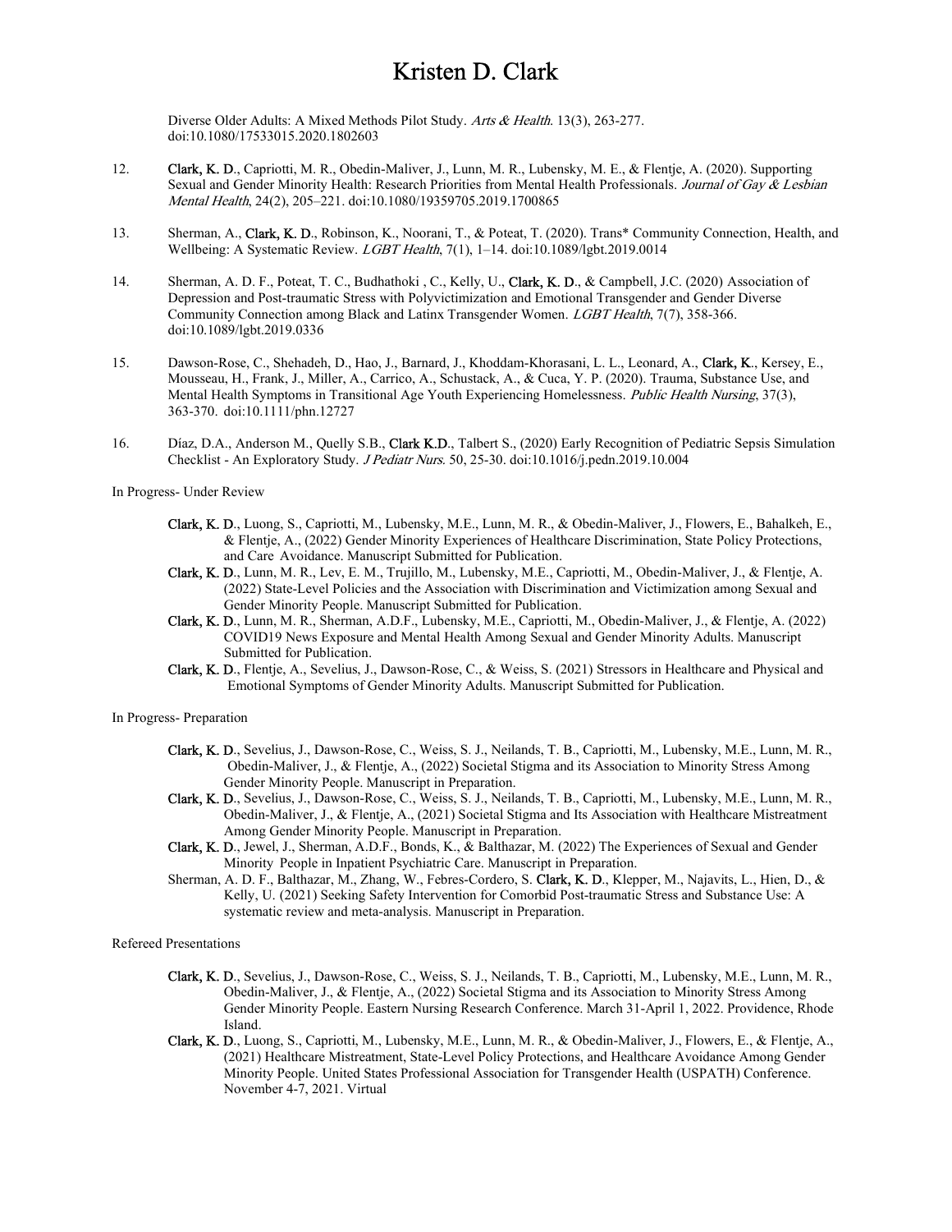Diverse Older Adults: A Mixed Methods Pilot Study. *Arts & Health*. 13(3), 263-277. doi:10.1080/17533015.2020.1802603

12. **Clark, K. D.**, Capriotti, M. R., Obedin-Maliver, J., Lunn, M. R., Lubensky, M. E., & Flentje, A. (2020). Supporting Sexual and Gender Minority Health: Research Priorities from Mental Health Professionals. *Journal of Gay & Lesbian Mental Health*, 24(2), 205–221. doi:10.1080/19359705.2019.1700865

13. Sherman, A., **Clark, K. D.**, Robinson, K., Noorani, T., & Poteat, T. (2020). Trans* Community Connection, Health, and Wellbeing: A Systematic Review. *LGBT Health*, 7(1), 1–14. doi:10.1089/lgbt.2019.0014

14. Sherman, A. D. F., Poteat, T. C., Budhathoki , C., Kelly, U., **Clark, K. D.**, & Campbell, J.C. (2020) Association of Depression and Post-traumatic Stress with Polyvictimization and Emotional Transgender and Gender Diverse Community Connection among Black and Latinx Transgender Women. *LGBT Health*, 7(7), 358-366. doi:10.1089/lgbt.2019.0336

15. Dawson-Rose, C., Shehadeh, D., Hao, J., Barnard, J., Khoddam-Khorasani, L. L., Leonard, A., **Clark, K.**, Kersey, E., Mousseau, H., Frank, J., Miller, A., Carrico, A., Schustack, A., & Cuca, Y. P. (2020). Trauma, Substance Use, and Mental Health Symptoms in Transitional Age Youth Experiencing Homelessness. *Public Health Nursing*, 37(3), 363-370. doi:10.1111/phn.12727

16. Díaz, D.A., Anderson M., Quelly S.B., **Clark K.D.**, Talbert S., (2020) Early Recognition of Pediatric Sepsis Simulation Checklist - An Exploratory Study. *J Pediatr Nurs*. 50, 25-30. doi:10.1016/j.pedn.2019.10.004

In Progress- Under Review

- **Clark, K. D.**, Luong, S., Capriotti, M., Lubensky, M.E., Lunn, M. R., & Obedin-Maliver, J., Flowers, E., Bahalkeh, E., & Flentje, A., (2022) Gender Minority Experiences of Healthcare Discrimination, State Policy Protections, and Care Avoidance. Manuscript Submitted for Publication.
- **Clark, K. D.**, Lunn, M. R., Lev, E. M., Trujillo, M., Lubensky, M.E., Capriotti, M., Obedin-Maliver, J., & Flentje, A. (2022) State-Level Policies and the Association with Discrimination and Victimization among Sexual and Gender Minority People. Manuscript Submitted for Publication.
- **Clark, K. D.**, Lunn, M. R., Sherman, A.D.F., Lubensky, M.E., Capriotti, M., Obedin-Maliver, J., & Flentje, A. (2022) COVID19 News Exposure and Mental Health Among Sexual and Gender Minority Adults. Manuscript Submitted for Publication.
- **Clark, K. D.**, Flentje, A., Sevelius, J., Dawson-Rose, C., & Weiss, S. (2021) Stressors in Healthcare and Physical and Emotional Symptoms of Gender Minority Adults. Manuscript Submitted for Publication.

In Progress- Preparation

- **Clark, K. D.**, Sevelius, J., Dawson-Rose, C., Weiss, S. J., Neilands, T. B., Capriotti, M., Lubensky, M.E., Lunn, M. R., Obedin-Maliver, J., & Flentje, A., (2022) Societal Stigma and its Association to Minority Stress Among Gender Minority People. Manuscript in Preparation.
- **Clark, K. D.**, Sevelius, J., Dawson-Rose, C., Weiss, S. J., Neilands, T. B., Capriotti, M., Lubensky, M.E., Lunn, M. R., Obedin-Maliver, J., & Flentje, A., (2021) Societal Stigma and Its Association with Healthcare Mistreatment Among Gender Minority People. Manuscript in Preparation.
- **Clark, K. D.**, Jewel, J., Sherman, A.D.F., Bonds, K., & Balthazar, M. (2022) The Experiences of Sexual and Gender Minority People in Inpatient Psychiatric Care. Manuscript in Preparation.
- Sherman, A. D. F., Balthazar, M., Zhang, W., Febres-Cordero, S. **Clark, K. D.**, Klepper, M., Najavits, L., Hien, D., & Kelly, U. (2021) Seeking Safety Intervention for Comorbid Post-traumatic Stress and Substance Use: A systematic review and meta-analysis. Manuscript in Preparation.

Refereed Presentations

- **Clark, K. D.**, Sevelius, J., Dawson-Rose, C., Weiss, S. J., Neilands, T. B., Capriotti, M., Lubensky, M.E., Lunn, M. R., Obedin-Maliver, J., & Flentje, A., (2022) Societal Stigma and its Association to Minority Stress Among Gender Minority People. Eastern Nursing Research Conference. March 31-April 1, 2022. Providence, Rhode Island.
- **Clark, K. D.**, Luong, S., Capriotti, M., Lubensky, M.E., Lunn, M. R., & Obedin-Maliver, J., Flowers, E., & Flentje, A., (2021) Healthcare Mistreatment, State-Level Policy Protections, and Healthcare Avoidance Among Gender Minority People. United States Professional Association for Transgender Health (USPATH) Conference. November 4-7, 2021. Virtual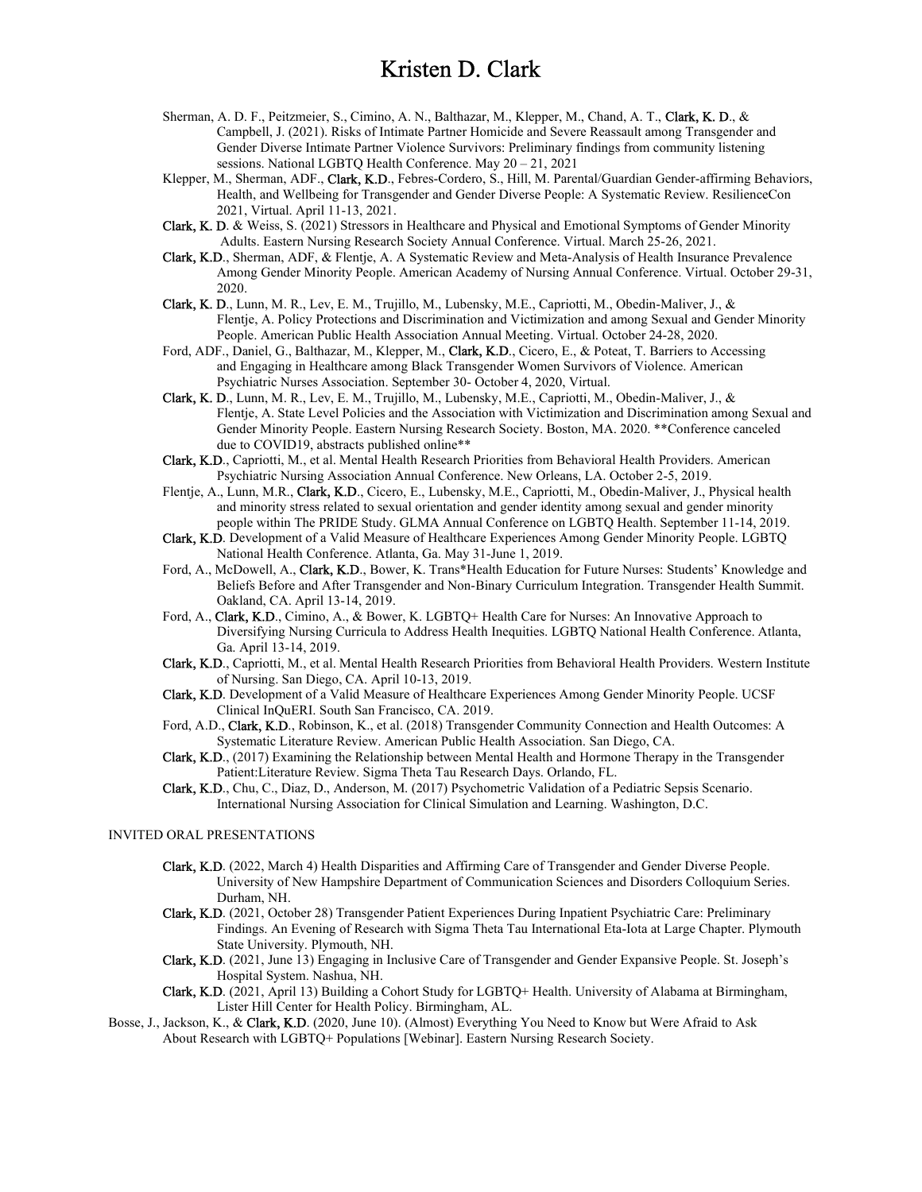Sherman, A. D. F., Peitzmeier, S., Cimino, A. N., Balthazar, M., Klepper, M., Chand, A. T., Clark, K. D., & Campbell, J. (2021). Risks of Intimate Partner Homicide and Severe Reassault among Transgender and Gender Diverse Intimate Partner Violence Survivors: Preliminary findings from community listening sessions. National LGBTQ Health Conference. May 20 – 21, 2021

Klepper, M., Sherman, ADF., Clark, K.D., Febres-Cordero, S., Hill, M. Parental/Guardian Gender-affirming Behaviors, Health, and Wellbeing for Transgender and Gender Diverse People: A Systematic Review. ResilienceCon 2021, Virtual. April 11-13, 2021.

Clark, K. D. & Weiss, S. (2021) Stressors in Healthcare and Physical and Emotional Symptoms of Gender Minority Adults. Eastern Nursing Research Society Annual Conference. Virtual. March 25-26, 2021.

Clark, K.D., Sherman, ADF, & Flentje, A. A Systematic Review and Meta-Analysis of Health Insurance Prevalence Among Gender Minority People. American Academy of Nursing Annual Conference. Virtual. October 29-31, 2020.

Clark, K. D., Lunn, M. R., Lev, E. M., Trujillo, M., Lubensky, M.E., Capriotti, M., Obedin-Maliver, J., & Flentje, A. Policy Protections and Discrimination and Victimization and among Sexual and Gender Minority People. American Public Health Association Annual Meeting. Virtual. October 24-28, 2020.

Ford, ADF., Daniel, G., Balthazar, M., Klepper, M., Clark, K.D., Cicero, E., & Poteat, T. Barriers to Accessing and Engaging in Healthcare among Black Transgender Women Survivors of Violence. American Psychiatric Nurses Association. September 30- October 4, 2020, Virtual.

Clark, K. D., Lunn, M. R., Lev, E. M., Trujillo, M., Lubensky, M.E., Capriotti, M., Obedin-Maliver, J., & Flentje, A. State Level Policies and the Association with Victimization and Discrimination among Sexual and Gender Minority People. Eastern Nursing Research Society. Boston, MA. 2020. **Conference canceled due to COVID19, abstracts published online**

Clark, K.D., Capriotti, M., et al. Mental Health Research Priorities from Behavioral Health Providers. American Psychiatric Nursing Association Annual Conference. New Orleans, LA. October 2-5, 2019.

Flentje, A., Lunn, M.R., Clark, K.D., Cicero, E., Lubensky, M.E., Capriotti, M., Obedin-Maliver, J., Physical health and minority stress related to sexual orientation and gender identity among sexual and gender minority people within The PRIDE Study. GLMA Annual Conference on LGBTQ Health. September 11-14, 2019.

Clark, K.D. Development of a Valid Measure of Healthcare Experiences Among Gender Minority People. LGBTQ National Health Conference. Atlanta, Ga. May 31-June 1, 2019.

Ford, A., McDowell, A., Clark, K.D., Bower, K. Trans*Health Education for Future Nurses: Students' Knowledge and Beliefs Before and After Transgender and Non-Binary Curriculum Integration. Transgender Health Summit. Oakland, CA. April 13-14, 2019.

Ford, A., Clark, K.D., Cimino, A., & Bower, K. LGBTQ+ Health Care for Nurses: An Innovative Approach to Diversifying Nursing Curricula to Address Health Inequities. LGBTQ National Health Conference. Atlanta, Ga. April 13-14, 2019.

Clark, K.D., Capriotti, M., et al. Mental Health Research Priorities from Behavioral Health Providers. Western Institute of Nursing. San Diego, CA. April 10-13, 2019.

Clark, K.D. Development of a Valid Measure of Healthcare Experiences Among Gender Minority People. UCSF Clinical InQuERI. South San Francisco, CA. 2019.

Ford, A.D., Clark, K.D., Robinson, K., et al. (2018) Transgender Community Connection and Health Outcomes: A Systematic Literature Review. American Public Health Association. San Diego, CA.

Clark, K.D., (2017) Examining the Relationship between Mental Health and Hormone Therapy in the Transgender Patient:Literature Review. Sigma Theta Tau Research Days. Orlando, FL.

Clark, K.D., Chu, C., Diaz, D., Anderson, M. (2017) Psychometric Validation of a Pediatric Sepsis Scenario. International Nursing Association for Clinical Simulation and Learning. Washington, D.C.

INVITED ORAL PRESENTATIONS

Clark, K.D. (2022, March 4) Health Disparities and Affirming Care of Transgender and Gender Diverse People. University of New Hampshire Department of Communication Sciences and Disorders Colloquium Series. Durham, NH.

Clark, K.D. (2021, October 28) Transgender Patient Experiences During Inpatient Psychiatric Care: Preliminary Findings. An Evening of Research with Sigma Theta Tau International Eta-Iota at Large Chapter. Plymouth State University. Plymouth, NH.

Clark, K.D. (2021, June 13) Engaging in Inclusive Care of Transgender and Gender Expansive People. St. Joseph's Hospital System. Nashua, NH.

Clark, K.D. (2021, April 13) Building a Cohort Study for LGBTQ+ Health. University of Alabama at Birmingham, Lister Hill Center for Health Policy. Birmingham, AL.

Bosse, J., Jackson, K., & Clark, K.D. (2020, June 10). (Almost) Everything You Need to Know but Were Afraid to Ask About Research with LGBTQ+ Populations [Webinar]. Eastern Nursing Research Society.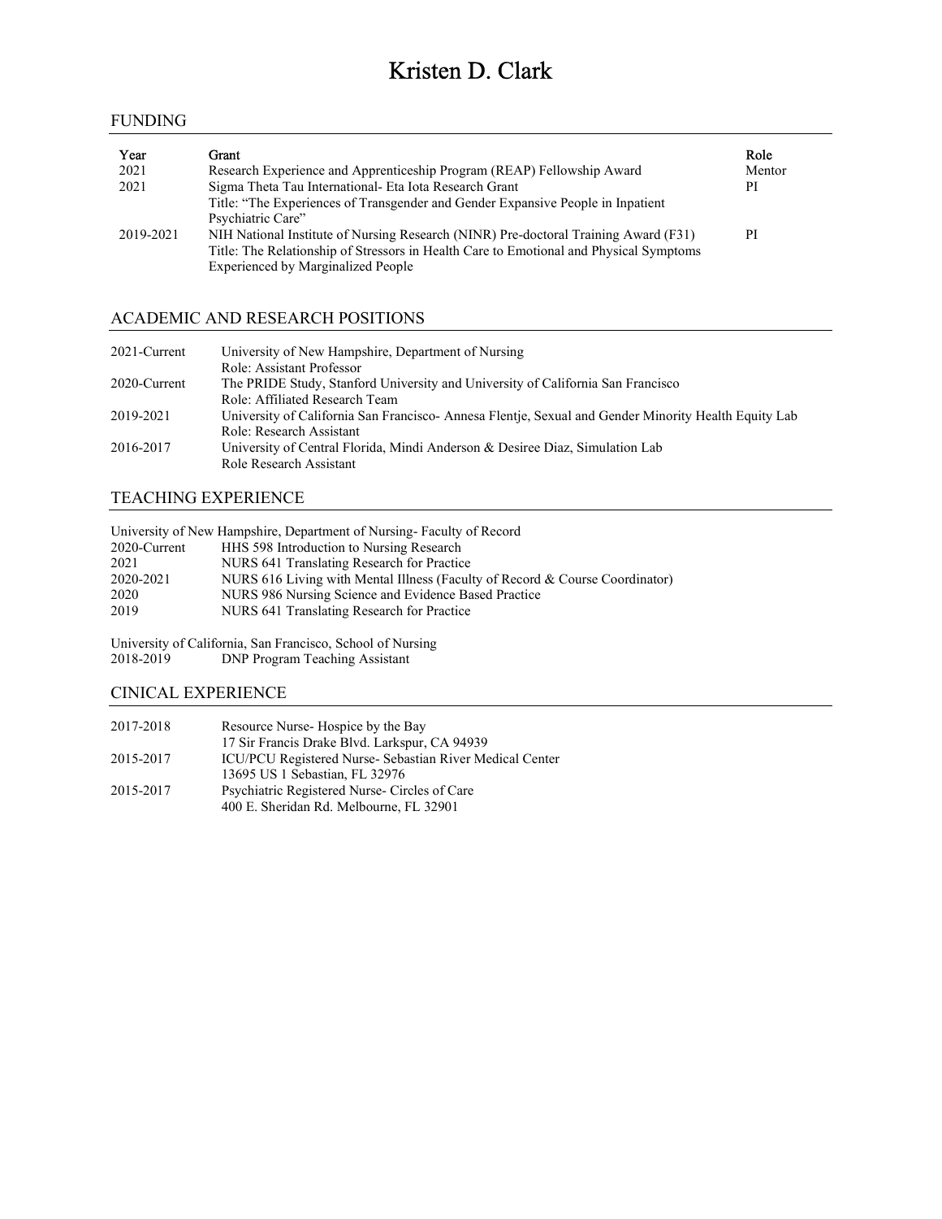# Kristen D. Clark

## FUNDING

| Year | Grant | Role |
|---|---|---|
| 2021 | Research Experience and Apprenticeship Program (REAP) Fellowship Award | Mentor |
| 2021 | Sigma Theta Tau International- Eta Iota Research Grant<br>Title: "The Experiences of Transgender and Gender Expansive People in Inpatient Psychiatric Care" | PI |
| 2019-2021 | NIH National Institute of Nursing Research (NINR) Pre-doctoral Training Award (F31)<br>Title: The Relationship of Stressors in Health Care to Emotional and Physical Symptoms Experienced by Marginalized People | PI |

## ACADEMIC AND RESEARCH POSITIONS

| | |
|---|---|
| 2021-Current | University of New Hampshire, Department of Nursing<br>Role: Assistant Professor |
| 2020-Current | The PRIDE Study, Stanford University and University of California San Francisco<br>Role: Affiliated Research Team |
| 2019-2021 | University of California San Francisco- Annesa Flentje, Sexual and Gender Minority Health Equity Lab<br>Role: Research Assistant |
| 2016-2017 | University of Central Florida, Mindi Anderson & Desiree Diaz, Simulation Lab<br>Role Research Assistant |

## TEACHING EXPERIENCE

University of New Hampshire, Department of Nursing- Faculty of Record

| | |
|---|---|
| 2020-Current | HHS 598 Introduction to Nursing Research |
| 2021 | NURS 641 Translating Research for Practice |
| 2020-2021 | NURS 616 Living with Mental Illness (Faculty of Record & Course Coordinator) |
| 2020 | NURS 986 Nursing Science and Evidence Based Practice |
| 2019 | NURS 641 Translating Research for Practice |

University of California, San Francisco, School of Nursing

| | |
|---|---|
| 2018-2019 | DNP Program Teaching Assistant |

## CINICAL EXPERIENCE

| | |
|---|---|
| 2017-2018 | Resource Nurse- Hospice by the Bay<br>17 Sir Francis Drake Blvd. Larkspur, CA 94939 |
| 2015-2017 | ICU/PCU Registered Nurse- Sebastian River Medical Center<br>13695 US 1 Sebastian, FL 32976 |
| 2015-2017 | Psychiatric Registered Nurse- Circles of Care<br>400 E. Sheridan Rd. Melbourne, FL 32901 |